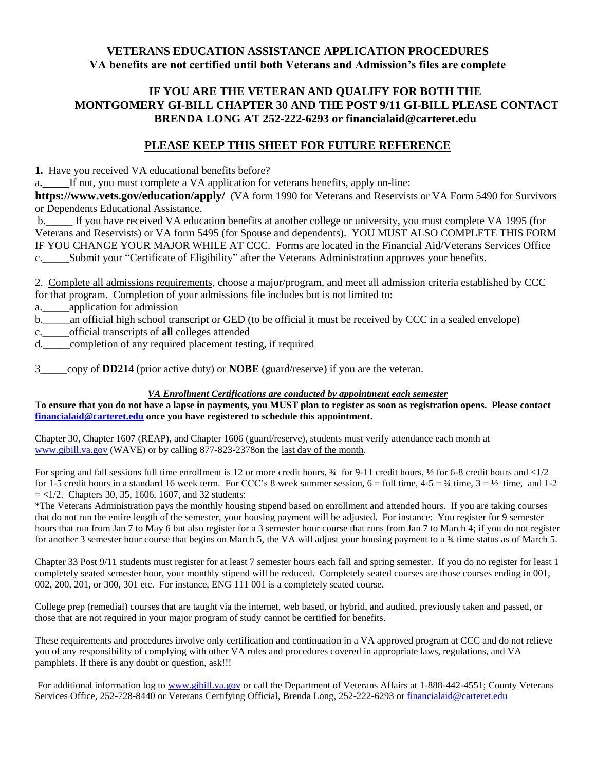# VETERANS EDUCATION ASSISTANCE APPLICATION PROCEDURES

**VA benefits are not certified until both Veterans and Admission's files are complete**

## IF YOU ARE THE VETERAN AND QUALIFY FOR BOTH THE MONTGOMERY GI-BILL CHAPTER 30 AND THE POST 9/11 GI-BILL PLEASE CONTACT BRENDA LONG AT 252-222-6293 or financialaid@carteret.edu

## PLEASE KEEP THIS SHEET FOR FUTURE REFERENCE

**1.** Have you received VA educational benefits before?

a**.\_\_\_\_\_**If not, you must complete a VA application for veterans benefits, apply on-line: **https://www.vets.gov/education/apply/** (VA form 1990 for Veterans and Reservists or VA Form 5490 for Survivors or Dependents Educational Assistance.

b.\_\_\_\_\_ If you have received VA education benefits at another college or university, you must complete VA 1995 (for Veterans and Reservists) or VA form 5495 (for Spouse and dependents). YOU MUST ALSO COMPLETE THIS FORM IF YOU CHANGE YOUR MAJOR WHILE AT CCC. Forms are located in the Financial Aid/Veterans Services Office

c.\_\_\_\_\_Submit your "Certificate of Eligibility" after the Veterans Administration approves your benefits.

2. Complete all admissions requirements, choose a major/program, and meet all admission criteria established by CCC for that program. Completion of your admissions file includes but is not limited to:

a.\_\_\_\_\_application for admission

b.\_\_\_\_\_an official high school transcript or GED (to be official it must be received by CCC in a sealed envelope)

c.\_\_\_\_\_official transcripts of **all** colleges attended

d.\_\_\_\_\_completion of any required placement testing, if required

3\_\_\_\_\_copy of **DD214** (prior active duty) or **NOBE** (guard/reserve) if you are the veteran.

***VA Enrollment Certifications are conducted by appointment each semester***

**To ensure that you do not have a lapse in payments, you MUST plan to register as soon as registration opens. Please contact financialaid@carteret.edu once you have registered to schedule this appointment.**

Chapter 30, Chapter 1607 (REAP), and Chapter 1606 (guard/reserve), students must verify attendance each month at www.gibill.va.gov (WAVE) or by calling 877-823-2378on the last day of the month.

For spring and fall sessions full time enrollment is 12 or more credit hours, ¾ for 9-11 credit hours, ½ for 6-8 credit hours and <1/2 for 1-5 credit hours in a standard 16 week term. For CCC's 8 week summer session, 6 = full time, 4-5 = ¾ time, 3 = ½ time, and 1-2 = <1/2. Chapters 30, 35, 1606, 1607, and 32 students:

*The Veterans Administration pays the monthly housing stipend based on enrollment and attended hours. If you are taking courses that do not run the entire length of the semester, your housing payment will be adjusted. For instance: You register for 9 semester hours that run from Jan 7 to May 6 but also register for a 3 semester hour course that runs from Jan 7 to March 4; if you do not register for another 3 semester hour course that begins on March 5, the VA will adjust your housing payment to a ¾ time status as of March 5.

Chapter 33 Post 9/11 students must register for at least 7 semester hours each fall and spring semester. If you do no register for least 1 completely seated semester hour, your monthly stipend will be reduced. Completely seated courses are those courses ending in 001, 002, 200, 201, or 300, 301 etc. For instance, ENG 111 001 is a completely seated course.

College prep (remedial) courses that are taught via the internet, web based, or hybrid, and audited, previously taken and passed, or those that are not required in your major program of study cannot be certified for benefits.

These requirements and procedures involve only certification and continuation in a VA approved program at CCC and do not relieve you of any responsibility of complying with other VA rules and procedures covered in appropriate laws, regulations, and VA pamphlets. If there is any doubt or question, ask!!!

For additional information log to www.gibill.va.gov or call the Department of Veterans Affairs at 1-888-442-4551; County Veterans Services Office, 252-728-8440 or Veterans Certifying Official, Brenda Long, 252-222-6293 or financialaid@carteret.edu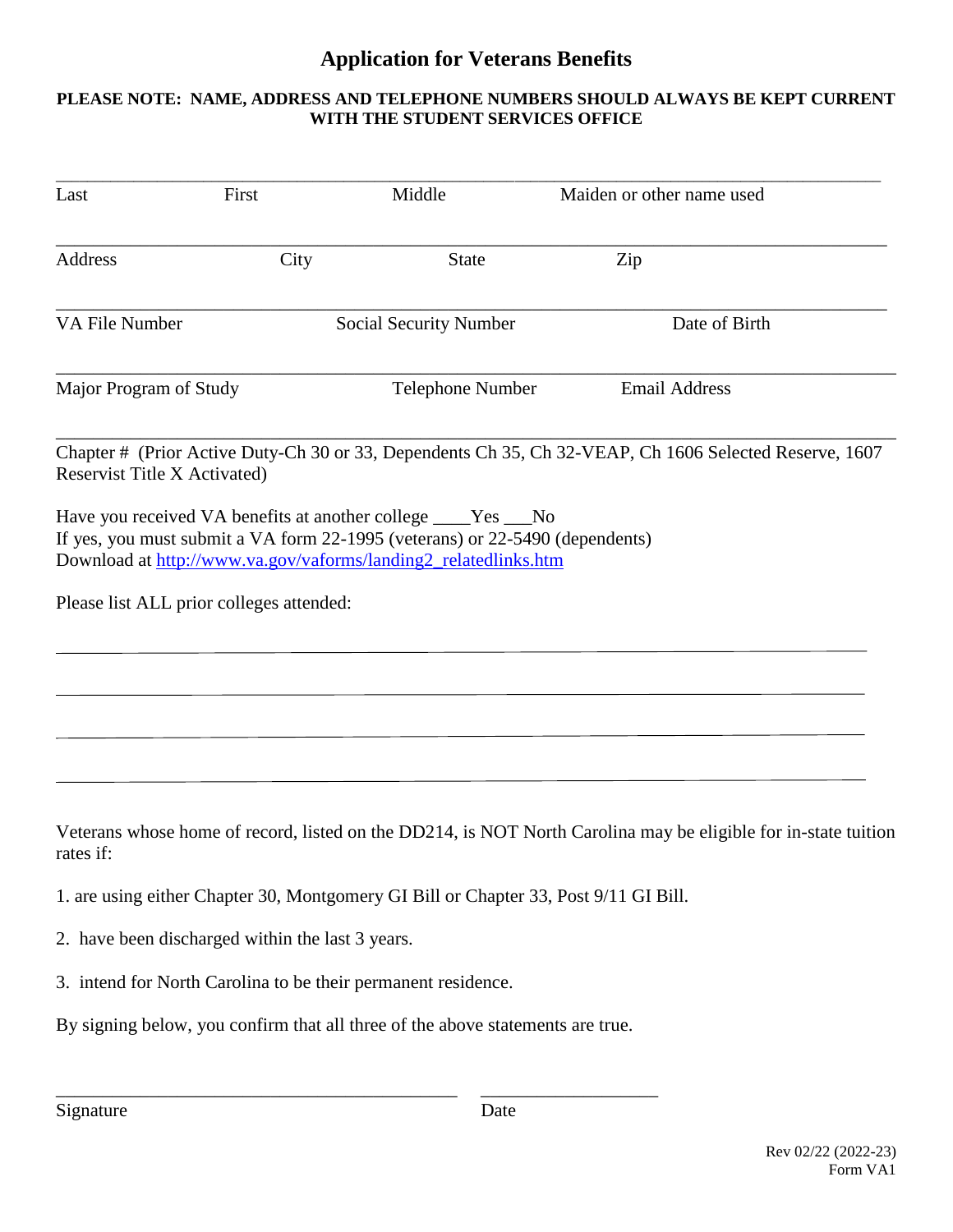# Application for Veterans Benefits

**PLEASE NOTE: NAME, ADDRESS AND TELEPHONE NUMBERS SHOULD ALWAYS BE KEPT CURRENT WITH THE STUDENT SERVICES OFFICE**

______________________________________________________________________________

Last First Middle Maiden or other name used

______________________________________________________________________________

Address City State Zip

______________________________________________________________________________

VA File Number Social Security Number Date of Birth

______________________________________________________________________________

Major Program of Study Telephone Number Email Address

______________________________________________________________________________

Chapter # (Prior Active Duty-Ch 30 or 33, Dependents Ch 35, Ch 32-VEAP, Ch 1606 Selected Reserve, 1607 Reservist Title X Activated)

Have you received VA benefits at another college ____Yes ___No
If yes, you must submit a VA form 22-1995 (veterans) or 22-5490 (dependents)
Download at [http://www.va.gov/vaforms/landing2_relatedlinks.htm](http://www.va.gov/vaforms/landing2_relatedlinks.htm)

Please list ALL prior colleges attended:

______________________________________________________________________________

______________________________________________________________________________

______________________________________________________________________________

______________________________________________________________________________

Veterans whose home of record, listed on the DD214, is NOT North Carolina may be eligible for in-state tuition rates if:

1. are using either Chapter 30, Montgomery GI Bill or Chapter 33, Post 9/11 GI Bill.
2. have been discharged within the last 3 years.
3. intend for North Carolina to be their permanent residence.

By signing below, you confirm that all three of the above statements are true.

____________________________________________ ___________________

Signature Date

Rev 02/22 (2022-23)
Form VA1